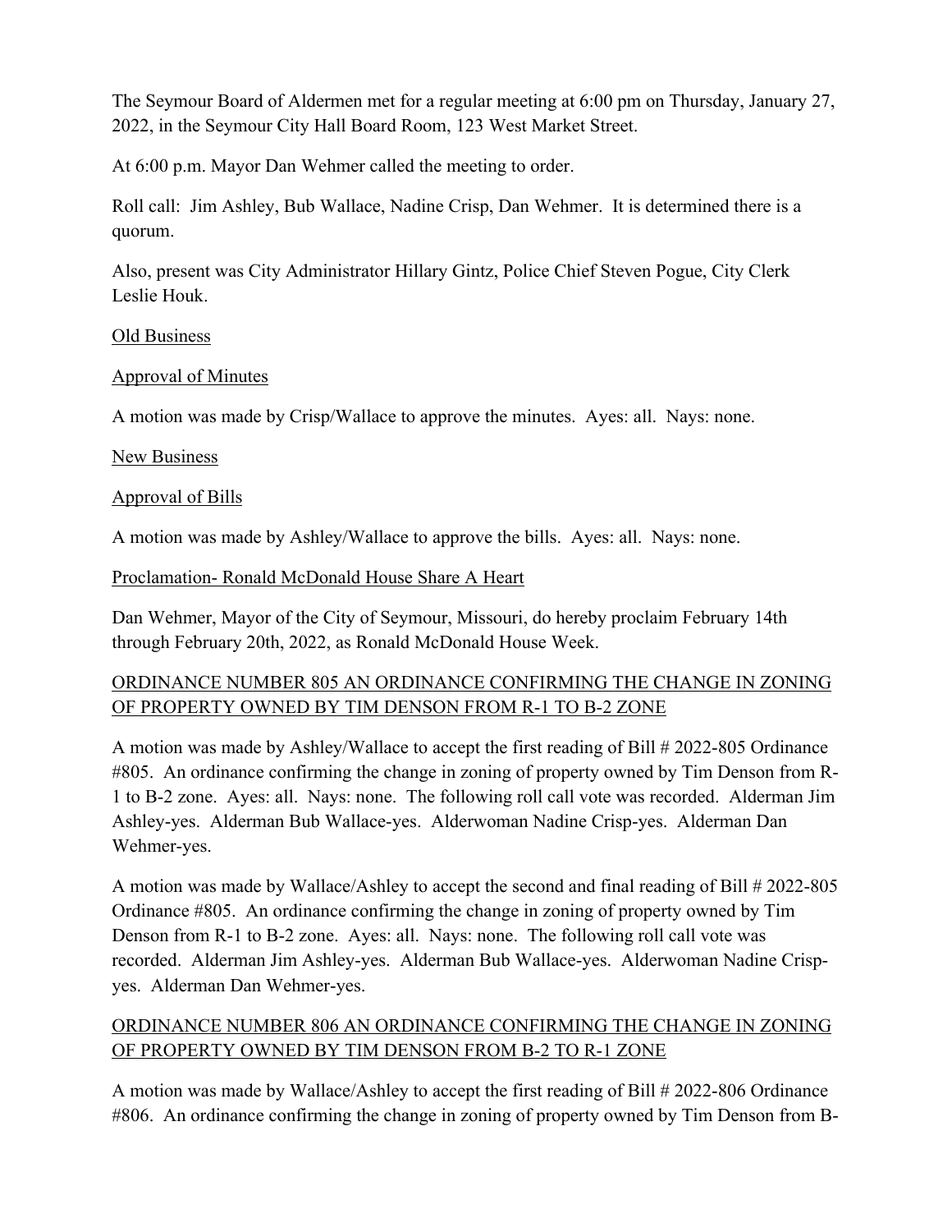The Seymour Board of Aldermen met for a regular meeting at 6:00 pm on Thursday, January 27, 2022, in the Seymour City Hall Board Room, 123 West Market Street.

At 6:00 p.m. Mayor Dan Wehmer called the meeting to order.

Roll call: Jim Ashley, Bub Wallace, Nadine Crisp, Dan Wehmer. It is determined there is a quorum.

Also, present was City Administrator Hillary Gintz, Police Chief Steven Pogue, City Clerk Leslie Houk.

<u>Old Business</u>

<u>Approval of Minutes</u>

A motion was made by Crisp/Wallace to approve the minutes. Ayes: all. Nays: none.

<u>New Business</u>

<u>Approval of Bills</u>

A motion was made by Ashley/Wallace to approve the bills. Ayes: all. Nays: none.

<u>Proclamation- Ronald McDonald House Share A Heart</u>

Dan Wehmer, Mayor of the City of Seymour, Missouri, do hereby proclaim February 14th through February 20th, 2022, as Ronald McDonald House Week.

<u>ORDINANCE NUMBER 805 AN ORDINANCE CONFIRMING THE CHANGE IN ZONING OF PROPERTY OWNED BY TIM DENSON FROM R-1 TO B-2 ZONE</u>

A motion was made by Ashley/Wallace to accept the first reading of Bill # 2022-805 Ordinance #805. An ordinance confirming the change in zoning of property owned by Tim Denson from R-1 to B-2 zone. Ayes: all. Nays: none. The following roll call vote was recorded. Alderman Jim Ashley-yes. Alderman Bub Wallace-yes. Alderwoman Nadine Crisp-yes. Alderman Dan Wehmer-yes.

A motion was made by Wallace/Ashley to accept the second and final reading of Bill # 2022-805 Ordinance #805. An ordinance confirming the change in zoning of property owned by Tim Denson from R-1 to B-2 zone. Ayes: all. Nays: none. The following roll call vote was recorded. Alderman Jim Ashley-yes. Alderman Bub Wallace-yes. Alderwoman Nadine Crisp-yes. Alderman Dan Wehmer-yes.

<u>ORDINANCE NUMBER 806 AN ORDINANCE CONFIRMING THE CHANGE IN ZONING OF PROPERTY OWNED BY TIM DENSON FROM B-2 TO R-1 ZONE</u>

A motion was made by Wallace/Ashley to accept the first reading of Bill # 2022-806 Ordinance #806. An ordinance confirming the change in zoning of property owned by Tim Denson from B-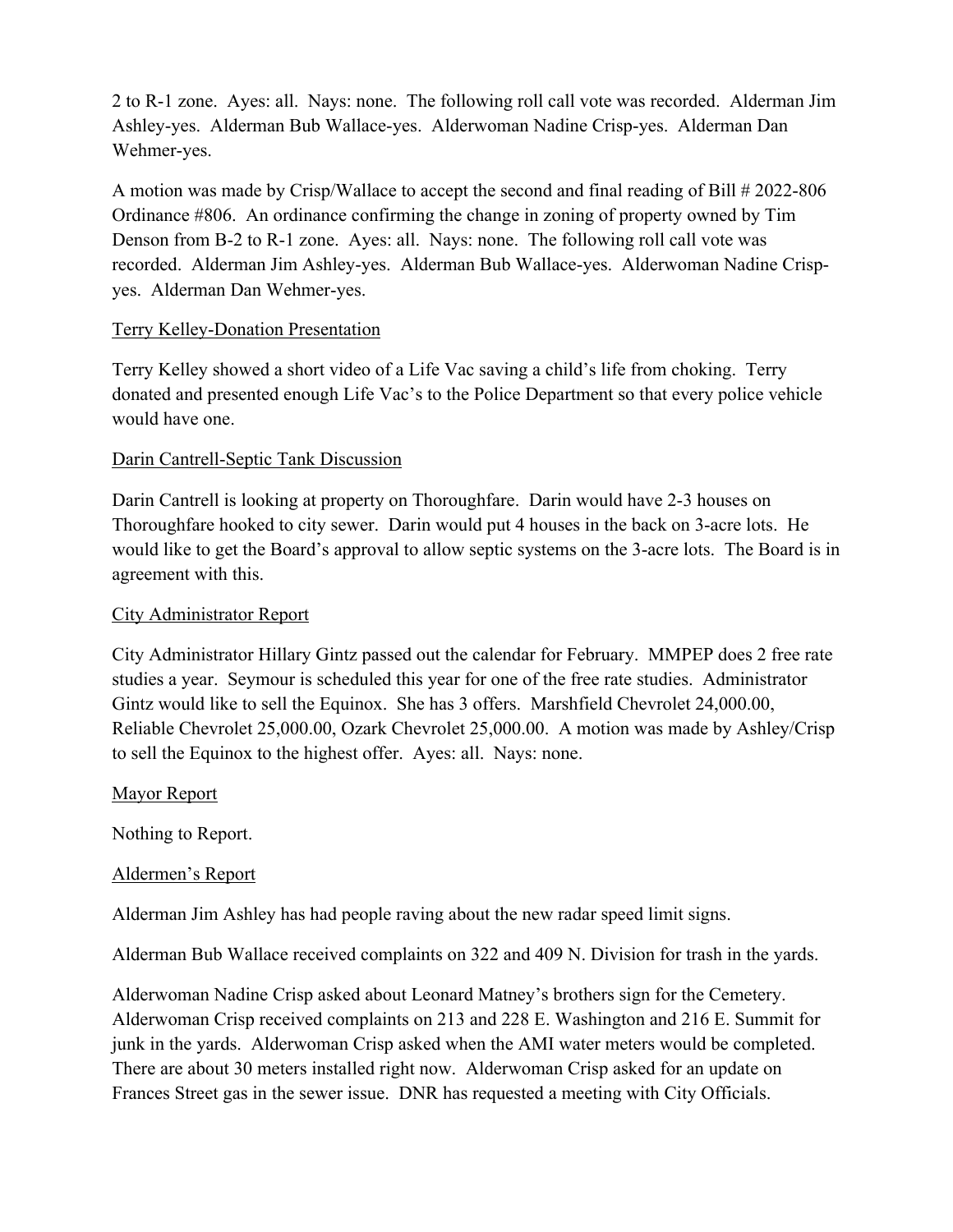2 to R-1 zone. Ayes: all. Nays: none. The following roll call vote was recorded. Alderman Jim Ashley-yes. Alderman Bub Wallace-yes. Alderwoman Nadine Crisp-yes. Alderman Dan Wehmer-yes.

A motion was made by Crisp/Wallace to accept the second and final reading of Bill # 2022-806 Ordinance #806. An ordinance confirming the change in zoning of property owned by Tim Denson from B-2 to R-1 zone. Ayes: all. Nays: none. The following roll call vote was recorded. Alderman Jim Ashley-yes. Alderman Bub Wallace-yes. Alderwoman Nadine Crisp-yes. Alderman Dan Wehmer-yes.

Terry Kelley-Donation Presentation

Terry Kelley showed a short video of a Life Vac saving a child's life from choking. Terry donated and presented enough Life Vac's to the Police Department so that every police vehicle would have one.

Darin Cantrell-Septic Tank Discussion

Darin Cantrell is looking at property on Thoroughfare. Darin would have 2-3 houses on Thoroughfare hooked to city sewer. Darin would put 4 houses in the back on 3-acre lots. He would like to get the Board's approval to allow septic systems on the 3-acre lots. The Board is in agreement with this.

City Administrator Report

City Administrator Hillary Gintz passed out the calendar for February. MMPEP does 2 free rate studies a year. Seymour is scheduled this year for one of the free rate studies. Administrator Gintz would like to sell the Equinox. She has 3 offers. Marshfield Chevrolet 24,000.00, Reliable Chevrolet 25,000.00, Ozark Chevrolet 25,000.00. A motion was made by Ashley/Crisp to sell the Equinox to the highest offer. Ayes: all. Nays: none.

Mayor Report

Nothing to Report.

Aldermen's Report

Alderman Jim Ashley has had people raving about the new radar speed limit signs.

Alderman Bub Wallace received complaints on 322 and 409 N. Division for trash in the yards.

Alderwoman Nadine Crisp asked about Leonard Matney's brothers sign for the Cemetery. Alderwoman Crisp received complaints on 213 and 228 E. Washington and 216 E. Summit for junk in the yards. Alderwoman Crisp asked when the AMI water meters would be completed. There are about 30 meters installed right now. Alderwoman Crisp asked for an update on Frances Street gas in the sewer issue. DNR has requested a meeting with City Officials.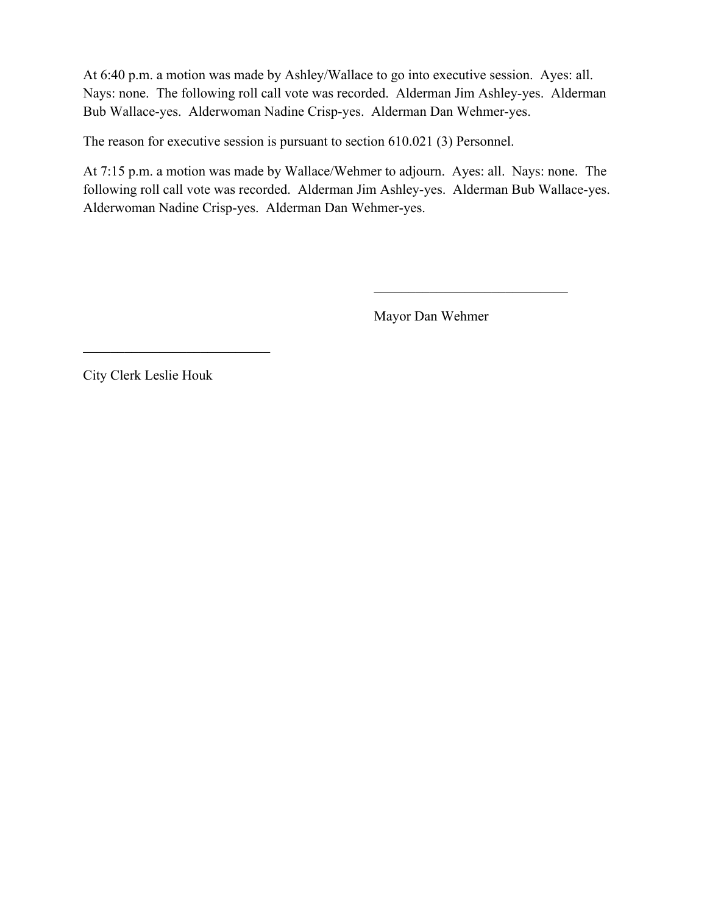At 6:40 p.m. a motion was made by Ashley/Wallace to go into executive session. Ayes: all. Nays: none. The following roll call vote was recorded. Alderman Jim Ashley-yes. Alderman Bub Wallace-yes. Alderwoman Nadine Crisp-yes. Alderman Dan Wehmer-yes.

The reason for executive session is pursuant to section 610.021 (3) Personnel.

At 7:15 p.m. a motion was made by Wallace/Wehmer to adjourn. Ayes: all. Nays: none. The following roll call vote was recorded. Alderman Jim Ashley-yes. Alderman Bub Wallace-yes. Alderwoman Nadine Crisp-yes. Alderman Dan Wehmer-yes.

\_\_\_\_\_\_\_\_\_\_\_\_\_\_\_\_\_\_\_\_\_\_\_\_\_\_\_\_\_\_

Mayor Dan Wehmer

\_\_\_\_\_\_\_\_\_\_\_\_\_\_\_\_\_\_\_\_\_\_\_\_\_\_\_\_\_\_

City Clerk Leslie Houk